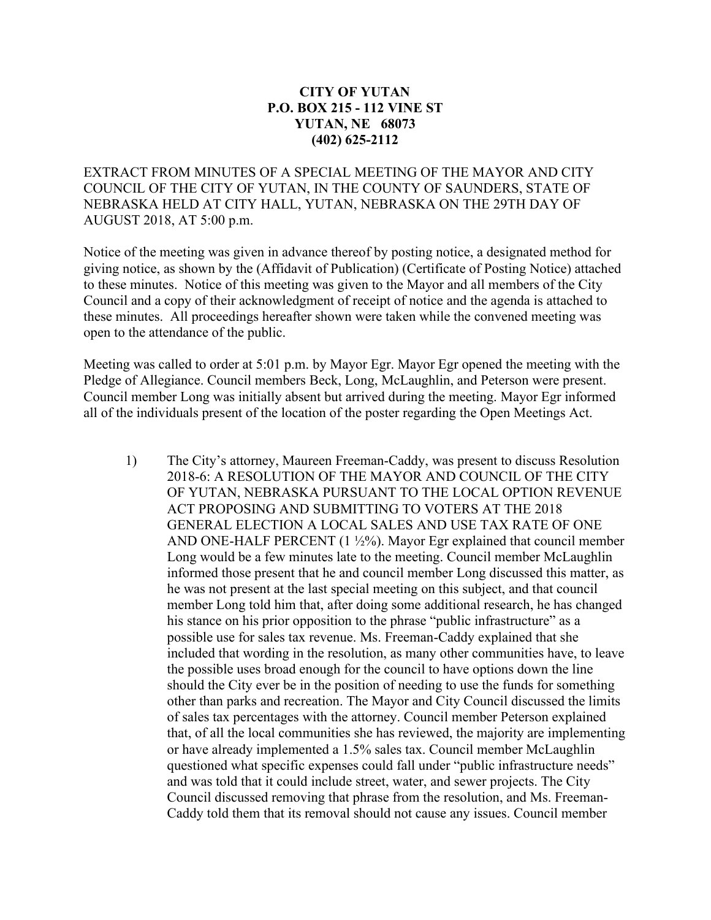**CITY OF YUTAN**
**P.O. BOX 215 - 112 VINE ST**
**YUTAN, NE 68073**
**(402) 625-2112**

EXTRACT FROM MINUTES OF A SPECIAL MEETING OF THE MAYOR AND CITY COUNCIL OF THE CITY OF YUTAN, IN THE COUNTY OF SAUNDERS, STATE OF NEBRASKA HELD AT CITY HALL, YUTAN, NEBRASKA ON THE 29TH DAY OF AUGUST 2018, AT 5:00 p.m.

Notice of the meeting was given in advance thereof by posting notice, a designated method for giving notice, as shown by the (Affidavit of Publication) (Certificate of Posting Notice) attached to these minutes. Notice of this meeting was given to the Mayor and all members of the City Council and a copy of their acknowledgment of receipt of notice and the agenda is attached to these minutes. All proceedings hereafter shown were taken while the convened meeting was open to the attendance of the public.

Meeting was called to order at 5:01 p.m. by Mayor Egr. Mayor Egr opened the meeting with the Pledge of Allegiance. Council members Beck, Long, McLaughlin, and Peterson were present. Council member Long was initially absent but arrived during the meeting. Mayor Egr informed all of the individuals present of the location of the poster regarding the Open Meetings Act.

1) The City's attorney, Maureen Freeman-Caddy, was present to discuss Resolution 2018-6: A RESOLUTION OF THE MAYOR AND COUNCIL OF THE CITY OF YUTAN, NEBRASKA PURSUANT TO THE LOCAL OPTION REVENUE ACT PROPOSING AND SUBMITTING TO VOTERS AT THE 2018 GENERAL ELECTION A LOCAL SALES AND USE TAX RATE OF ONE AND ONE-HALF PERCENT (1 ½%). Mayor Egr explained that council member Long would be a few minutes late to the meeting. Council member McLaughlin informed those present that he and council member Long discussed this matter, as he was not present at the last special meeting on this subject, and that council member Long told him that, after doing some additional research, he has changed his stance on his prior opposition to the phrase "public infrastructure" as a possible use for sales tax revenue. Ms. Freeman-Caddy explained that she included that wording in the resolution, as many other communities have, to leave the possible uses broad enough for the council to have options down the line should the City ever be in the position of needing to use the funds for something other than parks and recreation. The Mayor and City Council discussed the limits of sales tax percentages with the attorney. Council member Peterson explained that, of all the local communities she has reviewed, the majority are implementing or have already implemented a 1.5% sales tax. Council member McLaughlin questioned what specific expenses could fall under "public infrastructure needs" and was told that it could include street, water, and sewer projects. The City Council discussed removing that phrase from the resolution, and Ms. Freeman-Caddy told them that its removal should not cause any issues. Council member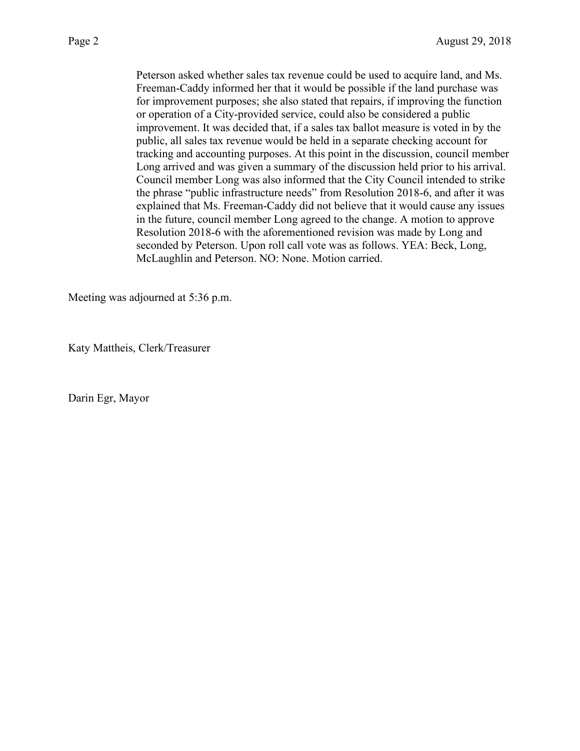Peterson asked whether sales tax revenue could be used to acquire land, and Ms. Freeman-Caddy informed her that it would be possible if the land purchase was for improvement purposes; she also stated that repairs, if improving the function or operation of a City-provided service, could also be considered a public improvement. It was decided that, if a sales tax ballot measure is voted in by the public, all sales tax revenue would be held in a separate checking account for tracking and accounting purposes. At this point in the discussion, council member Long arrived and was given a summary of the discussion held prior to his arrival. Council member Long was also informed that the City Council intended to strike the phrase "public infrastructure needs" from Resolution 2018-6, and after it was explained that Ms. Freeman-Caddy did not believe that it would cause any issues in the future, council member Long agreed to the change. A motion to approve Resolution 2018-6 with the aforementioned revision was made by Long and seconded by Peterson. Upon roll call vote was as follows. YEA: Beck, Long, McLaughlin and Peterson. NO: None. Motion carried.

Meeting was adjourned at 5:36 p.m.

Katy Mattheis, Clerk/Treasurer

Darin Egr, Mayor